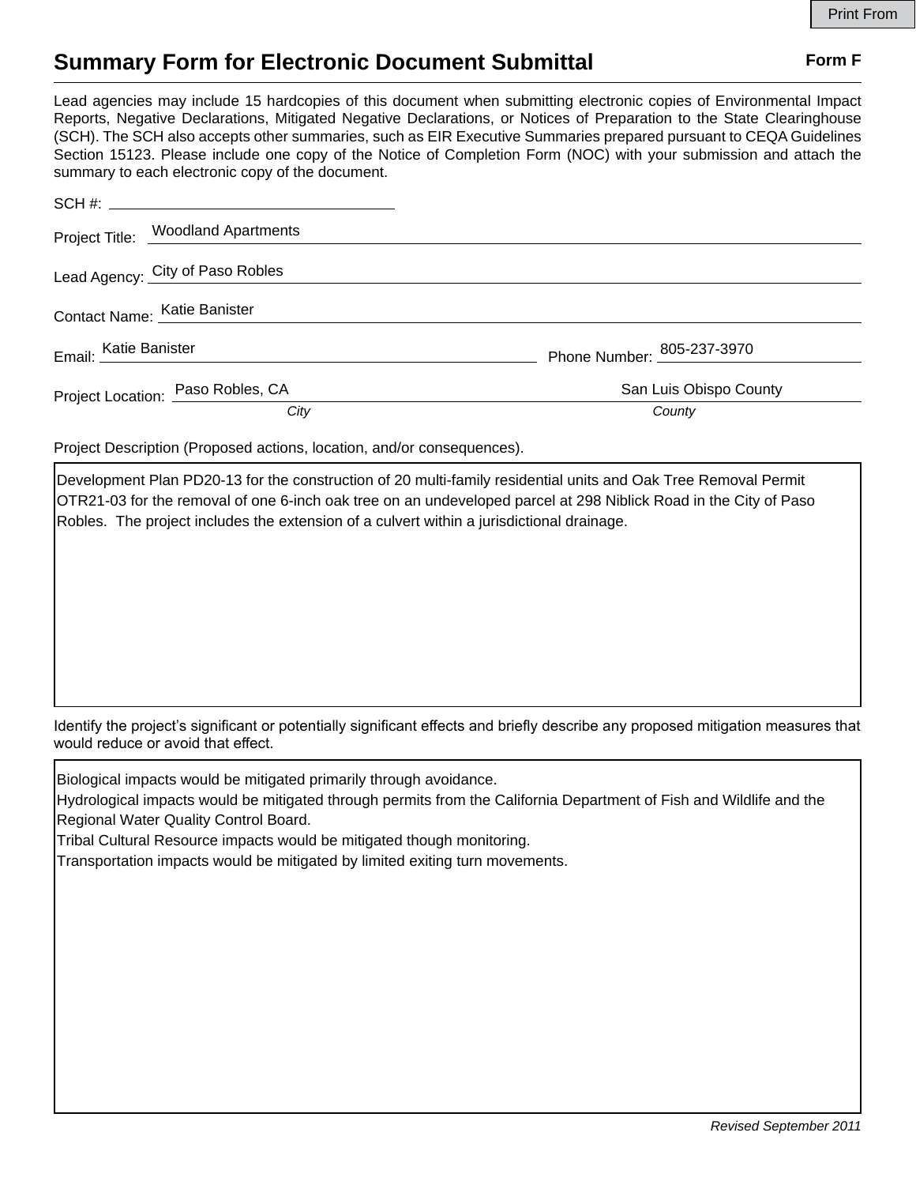# Summary Form for Electronic Document Submittal

**Form F**

Lead agencies may include 15 hardcopies of this document when submitting electronic copies of Environmental Impact Reports, Negative Declarations, Mitigated Negative Declarations, or Notices of Preparation to the State Clearinghouse (SCH). The SCH also accepts other summaries, such as EIR Executive Summaries prepared pursuant to CEQA Guidelines Section 15123. Please include one copy of the Notice of Completion Form (NOC) with your submission and attach the summary to each electronic copy of the document.

SCH #: \_\_\_\_\_\_\_\_\_\_\_\_\_\_\_\_\_\_\_\_

Project Title: Woodland Apartments

Lead Agency: City of Paso Robles

Contact Name: Katie Banister

Email: Katie Banister

Phone Number: 805-237-3970

Project Location: Paso Robles, CA (*City*) — San Luis Obispo County (*County*)

Project Description (Proposed actions, location, and/or consequences).

Development Plan PD20-13 for the construction of 20 multi-family residential units and Oak Tree Removal Permit OTR21-03 for the removal of one 6-inch oak tree on an undeveloped parcel at 298 Niblick Road in the City of Paso Robles. The project includes the extension of a culvert within a jurisdictional drainage.

Identify the project's significant or potentially significant effects and briefly describe any proposed mitigation measures that would reduce or avoid that effect.

Biological impacts would be mitigated primarily through avoidance.
Hydrological impacts would be mitigated through permits from the California Department of Fish and Wildlife and the Regional Water Quality Control Board.
Tribal Cultural Resource impacts would be mitigated though monitoring.
Transportation impacts would be mitigated by limited exiting turn movements.

*Revised September 2011*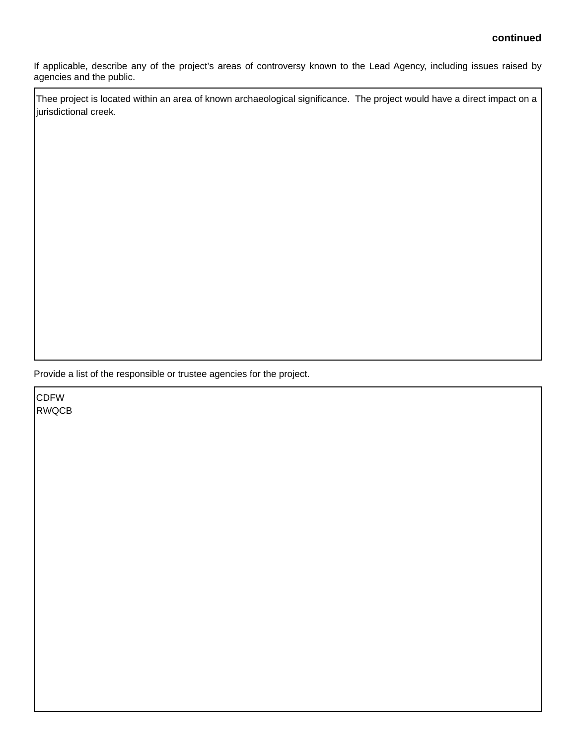**continued**

If applicable, describe any of the project's areas of controversy known to the Lead Agency, including issues raised by agencies and the public.

Thee project is located within an area of known archaeological significance. The project would have a direct impact on a jurisdictional creek.

Provide a list of the responsible or trustee agencies for the project.

CDFW
RWQCB